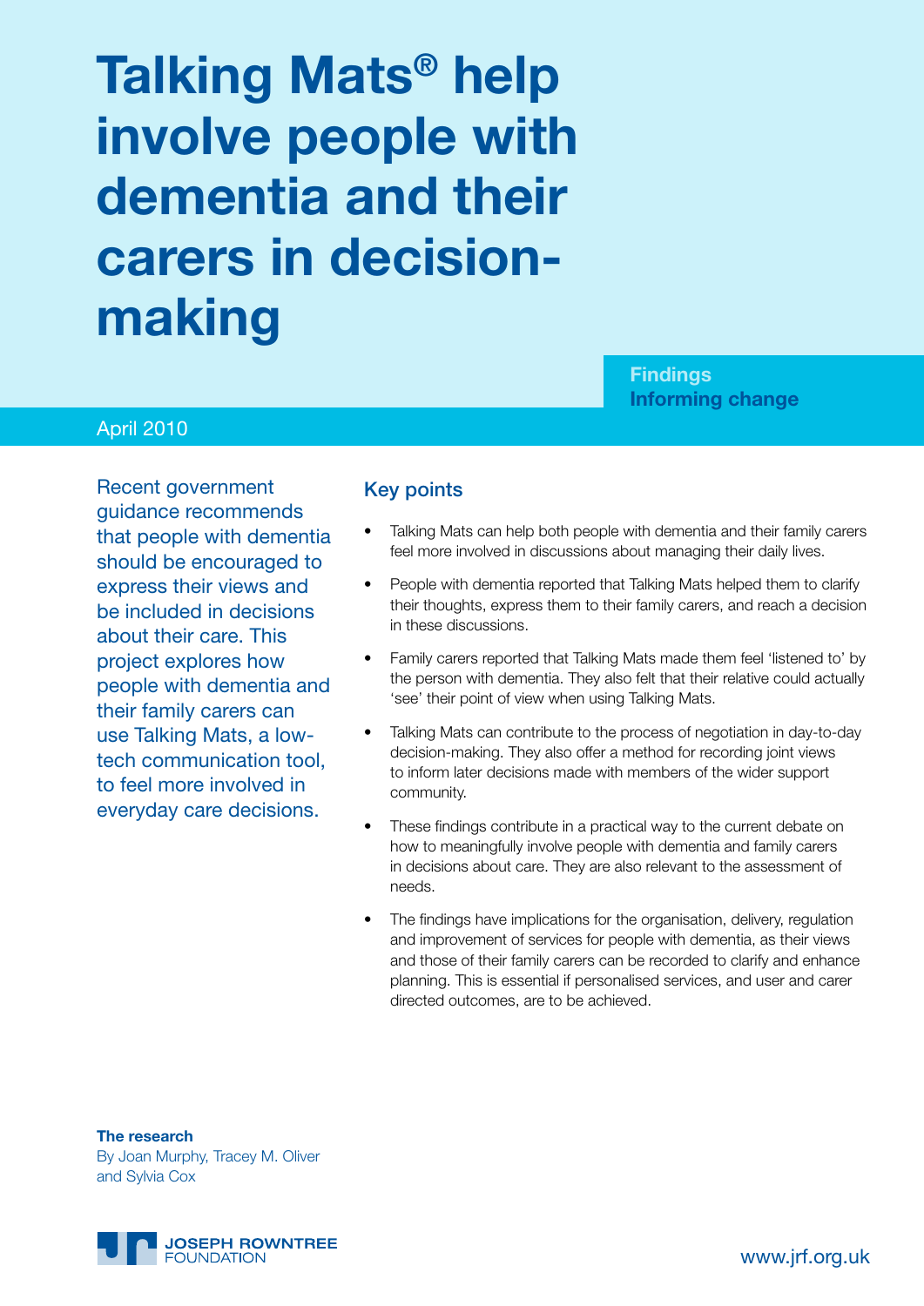# Talking Mats® help involve people with dementia and their carers in decision-making

**Findings**
**Informing change**

April 2010

Recent government guidance recommends that people with dementia should be encouraged to express their views and be included in decisions about their care. This project explores how people with dementia and their family carers can use Talking Mats, a low-tech communication tool, to feel more involved in everyday care decisions.

## Key points

- Talking Mats can help both people with dementia and their family carers feel more involved in discussions about managing their daily lives.
- People with dementia reported that Talking Mats helped them to clarify their thoughts, express them to their family carers, and reach a decision in these discussions.
- Family carers reported that Talking Mats made them feel 'listened to' by the person with dementia. They also felt that their relative could actually 'see' their point of view when using Talking Mats.
- Talking Mats can contribute to the process of negotiation in day-to-day decision-making. They also offer a method for recording joint views to inform later decisions made with members of the wider support community.
- These findings contribute in a practical way to the current debate on how to meaningfully involve people with dementia and family carers in decisions about care. They are also relevant to the assessment of needs.
- The findings have implications for the organisation, delivery, regulation and improvement of services for people with dementia, as their views and those of their family carers can be recorded to clarify and enhance planning. This is essential if personalised services, and user and carer directed outcomes, are to be achieved.

**The research**
By Joan Murphy, Tracey M. Oliver and Sylvia Cox

JOSEPH ROWNTREE FOUNDATION

www.jrf.org.uk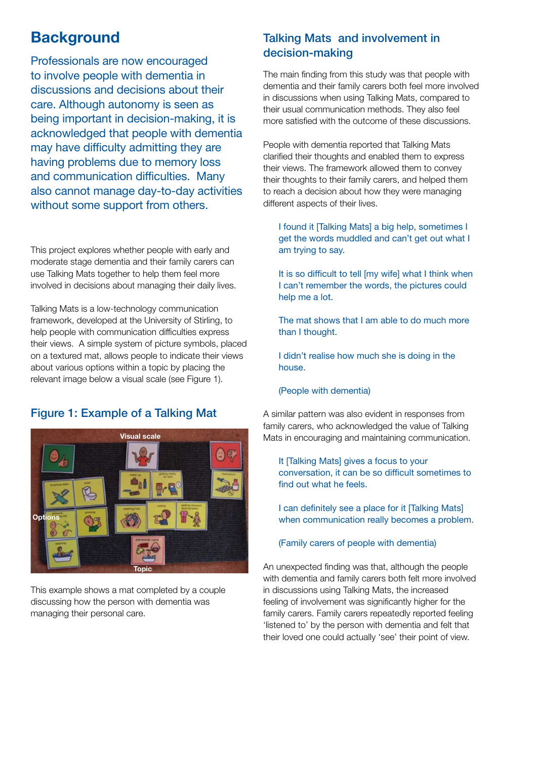# Background

Professionals are now encouraged to involve people with dementia in discussions and decisions about their care. Although autonomy is seen as being important in decision-making, it is acknowledged that people with dementia may have difficulty admitting they are having problems due to memory loss and communication difficulties. Many also cannot manage day-to-day activities without some support from others.

This project explores whether people with early and moderate stage dementia and their family carers can use Talking Mats together to help them feel more involved in decisions about managing their daily lives.

Talking Mats is a low-technology communication framework, developed at the University of Stirling, to help people with communication difficulties express their views. A simple system of picture symbols, placed on a textured mat, allows people to indicate their views about various options within a topic by placing the relevant image below a visual scale (see Figure 1).

## Figure 1: Example of a Talking Mat

This example shows a mat completed by a couple discussing how the person with dementia was managing their personal care.

## Talking Mats and involvement in decision-making

The main finding from this study was that people with dementia and their family carers both feel more involved in discussions when using Talking Mats, compared to their usual communication methods. They also feel more satisfied with the outcome of these discussions.

People with dementia reported that Talking Mats clarified their thoughts and enabled them to express their views. The framework allowed them to convey their thoughts to their family carers, and helped them to reach a decision about how they were managing different aspects of their lives.

> I found it [Talking Mats] a big help, sometimes I get the words muddled and can't get out what I am trying to say.
>
> It is so difficult to tell [my wife] what I think when I can't remember the words, the pictures could help me a lot.
>
> The mat shows that I am able to do much more than I thought.
>
> I didn't realise how much she is doing in the house.
>
> (People with dementia)

A similar pattern was also evident in responses from family carers, who acknowledged the value of Talking Mats in encouraging and maintaining communication.

> It [Talking Mats] gives a focus to your conversation, it can be so difficult sometimes to find out what he feels.
>
> I can definitely see a place for it [Talking Mats] when communication really becomes a problem.
>
> (Family carers of people with dementia)

An unexpected finding was that, although the people with dementia and family carers both felt more involved in discussions using Talking Mats, the increased feeling of involvement was significantly higher for the family carers. Family carers repeatedly reported feeling 'listened to' by the person with dementia and felt that their loved one could actually 'see' their point of view.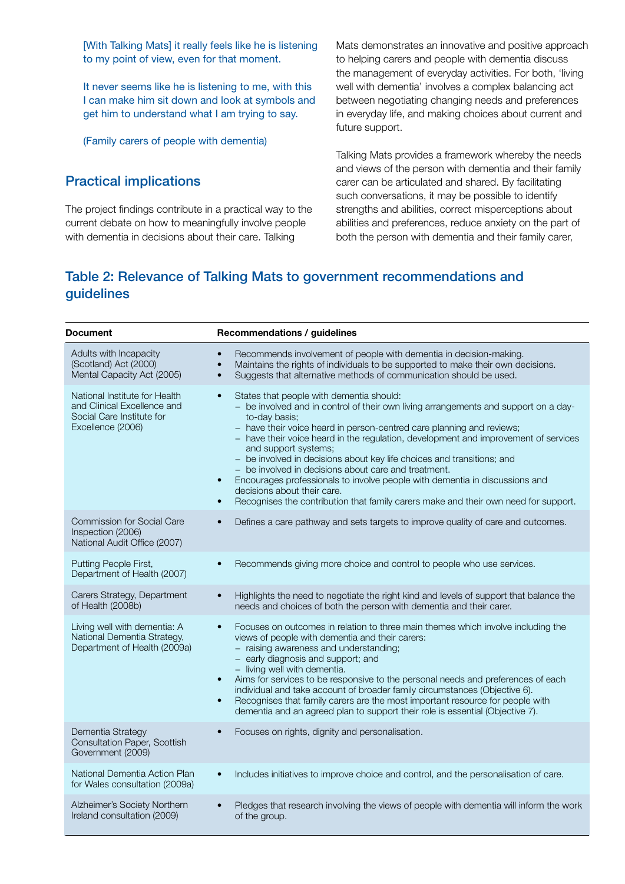> [With Talking Mats] it really feels like he is listening to my point of view, even for that moment.
>
> It never seems like he is listening to me, with this I can make him sit down and look at symbols and get him to understand what I am trying to say.
>
> (Family carers of people with dementia)

## Practical implications

The project findings contribute in a practical way to the current debate on how to meaningfully involve people with dementia in decisions about their care. Talking Mats demonstrates an innovative and positive approach to helping carers and people with dementia discuss the management of everyday activities. For both, 'living well with dementia' involves a complex balancing act between negotiating changing needs and preferences in everyday life, and making choices about current and future support.

Talking Mats provides a framework whereby the needs and views of the person with dementia and their family carer can be articulated and shared. By facilitating such conversations, it may be possible to identify strengths and abilities, correct misperceptions about abilities and preferences, reduce anxiety on the part of both the person with dementia and their family carer,

## Table 2: Relevance of Talking Mats to government recommendations and guidelines

| Document | Recommendations / guidelines |
|---|---|
| Adults with Incapacity (Scotland) Act (2000)<br>Mental Capacity Act (2005) | • Recommends involvement of people with dementia in decision-making.<br>• Maintains the rights of individuals to be supported to make their own decisions.<br>• Suggests that alternative methods of communication should be used. |
| National Institute for Health and Clinical Excellence and Social Care Institute for Excellence (2006) | • States that people with dementia should:<br>– be involved and in control of their own living arrangements and support on a day-to-day basis;<br>– have their voice heard in person-centred care planning and reviews;<br>– have their voice heard in the regulation, development and improvement of services and support systems;<br>– be involved in decisions about key life choices and transitions; and<br>– be involved in decisions about care and treatment.<br>• Encourages professionals to involve people with dementia in discussions and decisions about their care.<br>• Recognises the contribution that family carers make and their own need for support. |
| Commission for Social Care Inspection (2006)<br>National Audit Office (2007) | • Defines a care pathway and sets targets to improve quality of care and outcomes. |
| Putting People First, Department of Health (2007) | • Recommends giving more choice and control to people who use services. |
| Carers Strategy, Department of Health (2008b) | • Highlights the need to negotiate the right kind and levels of support that balance the needs and choices of both the person with dementia and their carer. |
| Living well with dementia: A National Dementia Strategy, Department of Health (2009a) | • Focuses on outcomes in relation to three main themes which involve including the views of people with dementia and their carers:<br>– raising awareness and understanding;<br>– early diagnosis and support; and<br>– living well with dementia.<br>• Aims for services to be responsive to the personal needs and preferences of each individual and take account of broader family circumstances (Objective 6).<br>• Recognises that family carers are the most important resource for people with dementia and an agreed plan to support their role is essential (Objective 7). |
| Dementia Strategy Consultation Paper, Scottish Government (2009) | • Focuses on rights, dignity and personalisation. |
| National Dementia Action Plan for Wales consultation (2009a) | • Includes initiatives to improve choice and control, and the personalisation of care. |
| Alzheimer's Society Northern Ireland consultation (2009) | • Pledges that research involving the views of people with dementia will inform the work of the group. |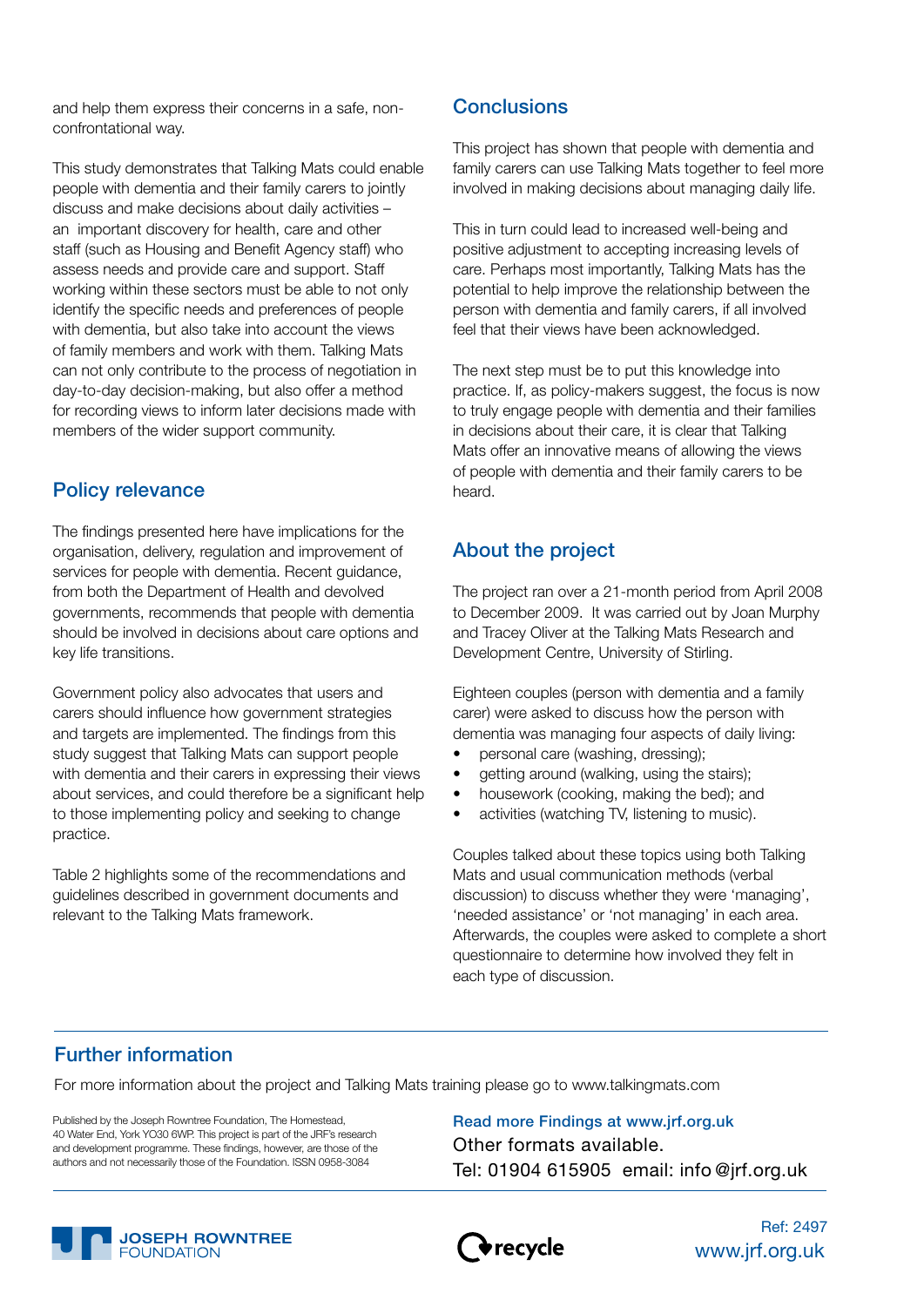and help them express their concerns in a safe, non-confrontational way.

This study demonstrates that Talking Mats could enable people with dementia and their family carers to jointly discuss and make decisions about daily activities – an important discovery for health, care and other staff (such as Housing and Benefit Agency staff) who assess needs and provide care and support. Staff working within these sectors must be able to not only identify the specific needs and preferences of people with dementia, but also take into account the views of family members and work with them. Talking Mats can not only contribute to the process of negotiation in day-to-day decision-making, but also offer a method for recording views to inform later decisions made with members of the wider support community.

## Policy relevance

The findings presented here have implications for the organisation, delivery, regulation and improvement of services for people with dementia. Recent guidance, from both the Department of Health and devolved governments, recommends that people with dementia should be involved in decisions about care options and key life transitions.

Government policy also advocates that users and carers should influence how government strategies and targets are implemented. The findings from this study suggest that Talking Mats can support people with dementia and their carers in expressing their views about services, and could therefore be a significant help to those implementing policy and seeking to change practice.

Table 2 highlights some of the recommendations and guidelines described in government documents and relevant to the Talking Mats framework.

## Conclusions

This project has shown that people with dementia and family carers can use Talking Mats together to feel more involved in making decisions about managing daily life.

This in turn could lead to increased well-being and positive adjustment to accepting increasing levels of care. Perhaps most importantly, Talking Mats has the potential to help improve the relationship between the person with dementia and family carers, if all involved feel that their views have been acknowledged.

The next step must be to put this knowledge into practice. If, as policy-makers suggest, the focus is now to truly engage people with dementia and their families in decisions about their care, it is clear that Talking Mats offer an innovative means of allowing the views of people with dementia and their family carers to be heard.

## About the project

The project ran over a 21-month period from April 2008 to December 2009. It was carried out by Joan Murphy and Tracey Oliver at the Talking Mats Research and Development Centre, University of Stirling.

Eighteen couples (person with dementia and a family carer) were asked to discuss how the person with dementia was managing four aspects of daily living:

- personal care (washing, dressing);
- getting around (walking, using the stairs);
- housework (cooking, making the bed); and
- activities (watching TV, listening to music).

Couples talked about these topics using both Talking Mats and usual communication methods (verbal discussion) to discuss whether they were 'managing', 'needed assistance' or 'not managing' in each area. Afterwards, the couples were asked to complete a short questionnaire to determine how involved they felt in each type of discussion.

## Further information

For more information about the project and Talking Mats training please go to www.talkingmats.com

Published by the Joseph Rowntree Foundation, The Homestead, 40 Water End, York YO30 6WP. This project is part of the JRF's research and development programme. These findings, however, are those of the authors and not necessarily those of the Foundation. ISSN 0958-3084

Read more Findings at www.jrf.org.uk
Other formats available.
Tel: 01904 615905 email: info@jrf.org.uk

JOSEPH ROWNTREE FOUNDATION

recycle

Ref: 2497
www.jrf.org.uk